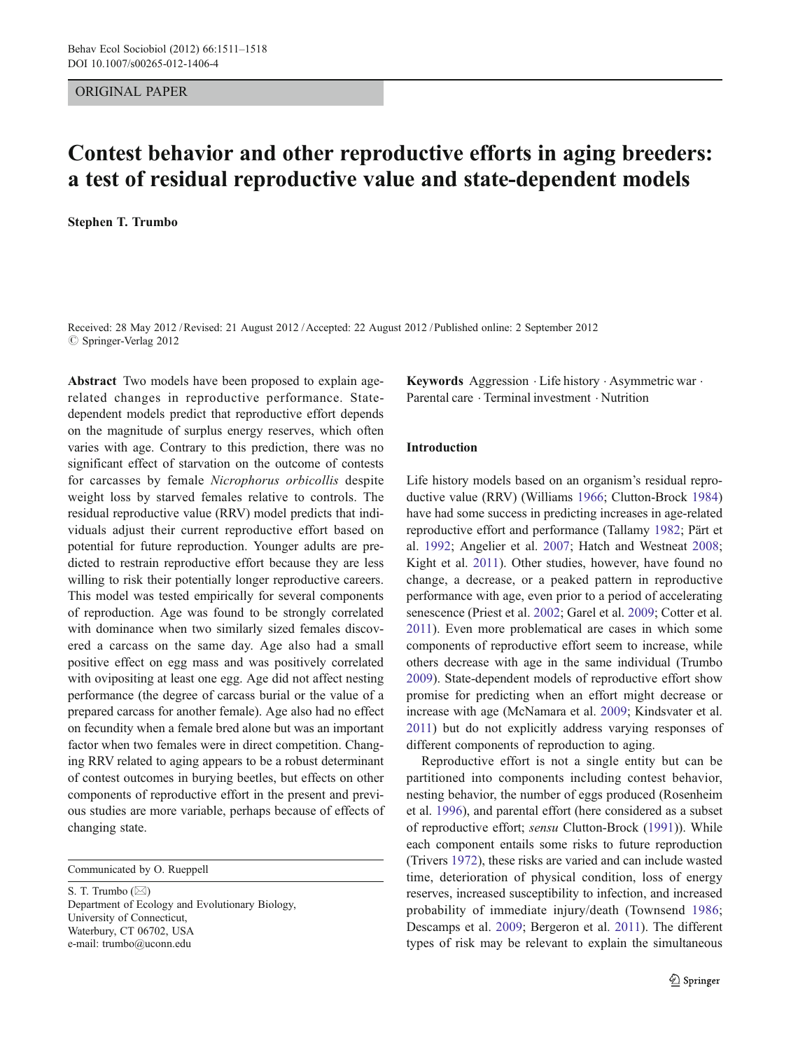ORIGINAL PAPER

# Contest behavior and other reproductive efforts in aging breeders: a test of residual reproductive value and state-dependent models

**Stephen T. Trumbo**

Received: 28 May 2012 / Revised: 21 August 2012 / Accepted: 22 August 2012 / Published online: 2 September 2012
© Springer-Verlag 2012

**Abstract** Two models have been proposed to explain age-related changes in reproductive performance. State-dependent models predict that reproductive effort depends on the magnitude of surplus energy reserves, which often varies with age. Contrary to this prediction, there was no significant effect of starvation on the outcome of contests for carcasses by female *Nicrophorus orbicollis* despite weight loss by starved females relative to controls. The residual reproductive value (RRV) model predicts that individuals adjust their current reproductive effort based on potential for future reproduction. Younger adults are predicted to restrain reproductive effort because they are less willing to risk their potentially longer reproductive careers. This model was tested empirically for several components of reproduction. Age was found to be strongly correlated with dominance when two similarly sized females discovered a carcass on the same day. Age also had a small positive effect on egg mass and was positively correlated with ovipositing at least one egg. Age did not affect nesting performance (the degree of carcass burial or the value of a prepared carcass for another female). Age also had no effect on fecundity when a female bred alone but was an important factor when two females were in direct competition. Changing RRV related to aging appears to be a robust determinant of contest outcomes in burying beetles, but effects on other components of reproductive effort in the present and previous studies are more variable, perhaps because of effects of changing state.

**Keywords** Aggression · Life history · Asymmetric war · Parental care · Terminal investment · Nutrition

Communicated by O. Rueppell

S. T. Trumbo (✉)
Department of Ecology and Evolutionary Biology,
University of Connecticut,
Waterbury, CT 06702, USA
e-mail: trumbo@uconn.edu

## Introduction

Life history models based on an organism's residual reproductive value (RRV) (Williams 1966; Clutton-Brock 1984) have had some success in predicting increases in age-related reproductive effort and performance (Tallamy 1982; Pärt et al. 1992; Angelier et al. 2007; Hatch and Westneat 2008; Kight et al. 2011). Other studies, however, have found no change, a decrease, or a peaked pattern in reproductive performance with age, even prior to a period of accelerating senescence (Priest et al. 2002; Garel et al. 2009; Cotter et al. 2011). Even more problematical are cases in which some components of reproductive effort seem to increase, while others decrease with age in the same individual (Trumbo 2009). State-dependent models of reproductive effort show promise for predicting when an effort might decrease or increase with age (McNamara et al. 2009; Kindsvater et al. 2011) but do not explicitly address varying responses of different components of reproduction to aging.

Reproductive effort is not a single entity but can be partitioned into components including contest behavior, nesting behavior, the number of eggs produced (Rosenheim et al. 1996), and parental effort (here considered as a subset of reproductive effort; *sensu* Clutton-Brock (1991)). While each component entails some risks to future reproduction (Trivers 1972), these risks are varied and can include wasted time, deterioration of physical condition, loss of energy reserves, increased susceptibility to infection, and increased probability of immediate injury/death (Townsend 1986; Descamps et al. 2009; Bergeron et al. 2011). The different types of risk may be relevant to explain the simultaneous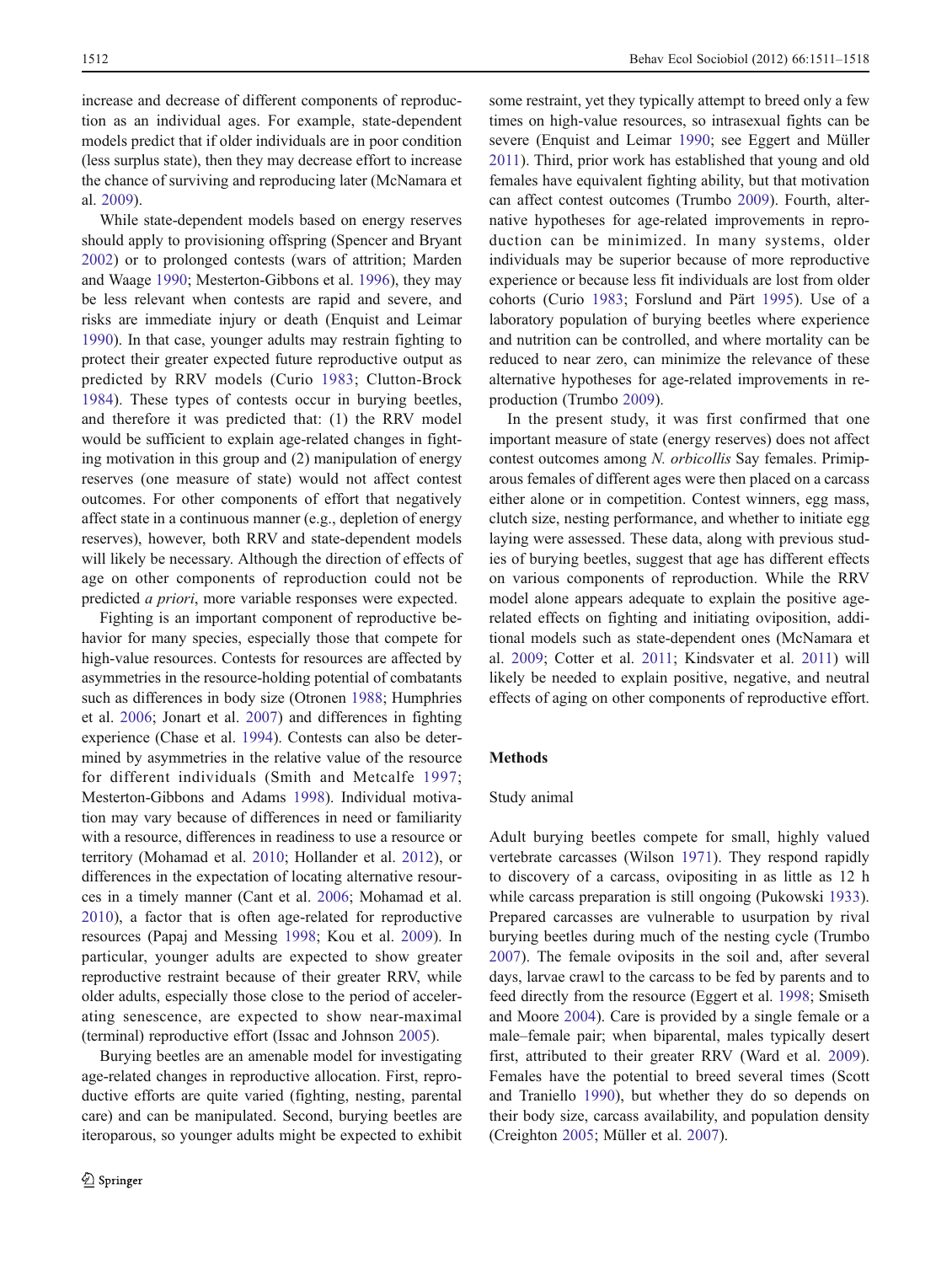increase and decrease of different components of reproduction as an individual ages. For example, state-dependent models predict that if older individuals are in poor condition (less surplus state), then they may decrease effort to increase the chance of surviving and reproducing later (McNamara et al. 2009).

While state-dependent models based on energy reserves should apply to provisioning offspring (Spencer and Bryant 2002) or to prolonged contests (wars of attrition; Marden and Waage 1990; Mesterton-Gibbons et al. 1996), they may be less relevant when contests are rapid and severe, and risks are immediate injury or death (Enquist and Leimar 1990). In that case, younger adults may restrain fighting to protect their greater expected future reproductive output as predicted by RRV models (Curio 1983; Clutton-Brock 1984). These types of contests occur in burying beetles, and therefore it was predicted that: (1) the RRV model would be sufficient to explain age-related changes in fighting motivation in this group and (2) manipulation of energy reserves (one measure of state) would not affect contest outcomes. For other components of effort that negatively affect state in a continuous manner (e.g., depletion of energy reserves), however, both RRV and state-dependent models will likely be necessary. Although the direction of effects of age on other components of reproduction could not be predicted *a priori*, more variable responses were expected.

Fighting is an important component of reproductive behavior for many species, especially those that compete for high-value resources. Contests for resources are affected by asymmetries in the resource-holding potential of combatants such as differences in body size (Otronen 1988; Humphries et al. 2006; Jonart et al. 2007) and differences in fighting experience (Chase et al. 1994). Contests can also be determined by asymmetries in the relative value of the resource for different individuals (Smith and Metcalfe 1997; Mesterton-Gibbons and Adams 1998). Individual motivation may vary because of differences in need or familiarity with a resource, differences in readiness to use a resource or territory (Mohamad et al. 2010; Hollander et al. 2012), or differences in the expectation of locating alternative resources in a timely manner (Cant et al. 2006; Mohamad et al. 2010), a factor that is often age-related for reproductive resources (Papaj and Messing 1998; Kou et al. 2009). In particular, younger adults are expected to show greater reproductive restraint because of their greater RRV, while older adults, especially those close to the period of accelerating senescence, are expected to show near-maximal (terminal) reproductive effort (Issac and Johnson 2005).

Burying beetles are an amenable model for investigating age-related changes in reproductive allocation. First, reproductive efforts are quite varied (fighting, nesting, parental care) and can be manipulated. Second, burying beetles are iteroparous, so younger adults might be expected to exhibit some restraint, yet they typically attempt to breed only a few times on high-value resources, so intrasexual fights can be severe (Enquist and Leimar 1990; see Eggert and Müller 2011). Third, prior work has established that young and old females have equivalent fighting ability, but that motivation can affect contest outcomes (Trumbo 2009). Fourth, alternative hypotheses for age-related improvements in reproduction can be minimized. In many systems, older individuals may be superior because of more reproductive experience or because less fit individuals are lost from older cohorts (Curio 1983; Forslund and Pärt 1995). Use of a laboratory population of burying beetles where experience and nutrition can be controlled, and where mortality can be reduced to near zero, can minimize the relevance of these alternative hypotheses for age-related improvements in reproduction (Trumbo 2009).

In the present study, it was first confirmed that one important measure of state (energy reserves) does not affect contest outcomes among *N. orbicollis* Say females. Primiparous females of different ages were then placed on a carcass either alone or in competition. Contest winners, egg mass, clutch size, nesting performance, and whether to initiate egg laying were assessed. These data, along with previous studies of burying beetles, suggest that age has different effects on various components of reproduction. While the RRV model alone appears adequate to explain the positive age-related effects on fighting and initiating oviposition, additional models such as state-dependent ones (McNamara et al. 2009; Cotter et al. 2011; Kindsvater et al. 2011) will likely be needed to explain positive, negative, and neutral effects of aging on other components of reproductive effort.

## Methods

### Study animal

Adult burying beetles compete for small, highly valued vertebrate carcasses (Wilson 1971). They respond rapidly to discovery of a carcass, ovipositing in as little as 12 h while carcass preparation is still ongoing (Pukowski 1933). Prepared carcasses are vulnerable to usurpation by rival burying beetles during much of the nesting cycle (Trumbo 2007). The female oviposits in the soil and, after several days, larvae crawl to the carcass to be fed by parents and to feed directly from the resource (Eggert et al. 1998; Smiseth and Moore 2004). Care is provided by a single female or a male–female pair; when biparental, males typically desert first, attributed to their greater RRV (Ward et al. 2009). Females have the potential to breed several times (Scott and Traniello 1990), but whether they do so depends on their body size, carcass availability, and population density (Creighton 2005; Müller et al. 2007).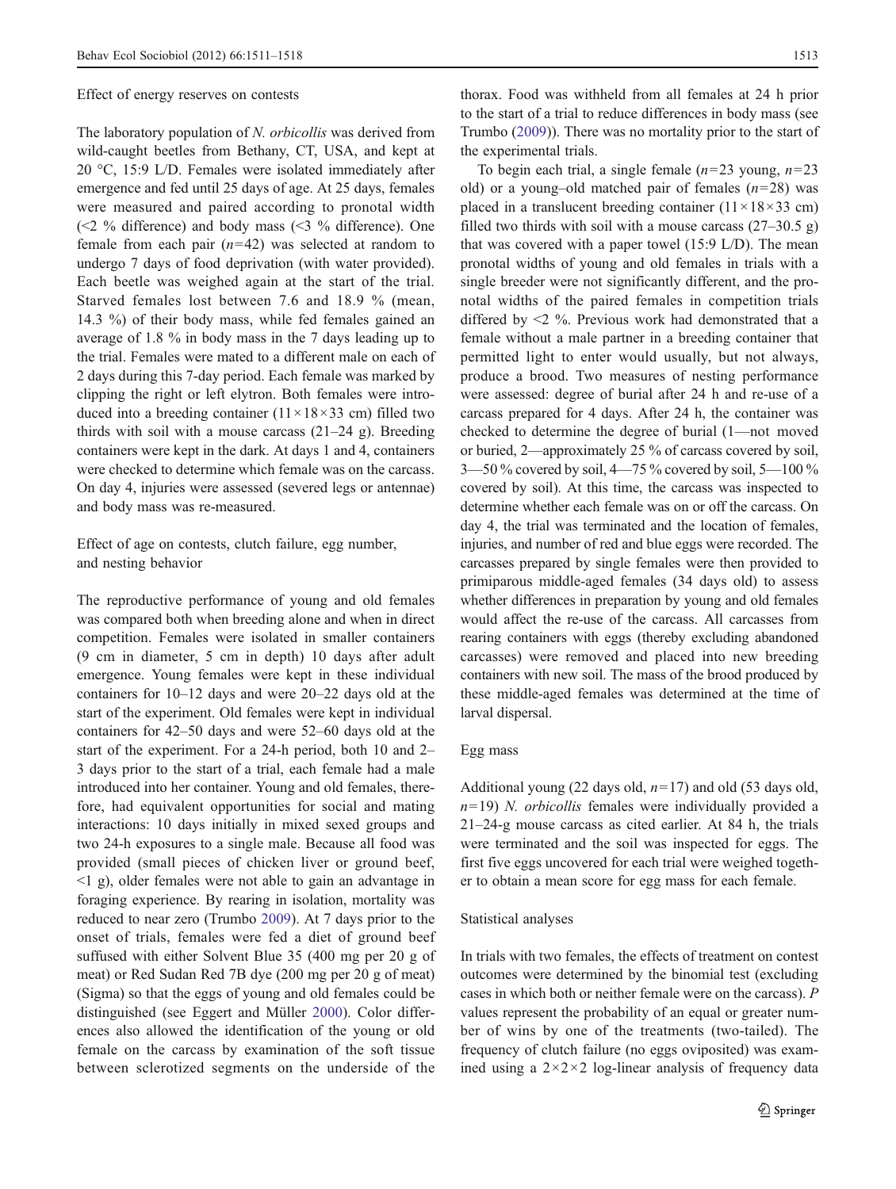Effect of energy reserves on contests

The laboratory population of *N. orbicollis* was derived from wild-caught beetles from Bethany, CT, USA, and kept at 20 °C, 15:9 L/D. Females were isolated immediately after emergence and fed until 25 days of age. At 25 days, females were measured and paired according to pronotal width (<2 % difference) and body mass (<3 % difference). One female from each pair ($n$=42) was selected at random to undergo 7 days of food deprivation (with water provided). Each beetle was weighed again at the start of the trial. Starved females lost between 7.6 and 18.9 % (mean, 14.3 %) of their body mass, while fed females gained an average of 1.8 % in body mass in the 7 days leading up to the trial. Females were mated to a different male on each of 2 days during this 7-day period. Each female was marked by clipping the right or left elytron. Both females were introduced into a breeding container (11×18×33 cm) filled two thirds with soil with a mouse carcass (21–24 g). Breeding containers were kept in the dark. At days 1 and 4, containers were checked to determine which female was on the carcass. On day 4, injuries were assessed (severed legs or antennae) and body mass was re-measured.

Effect of age on contests, clutch failure, egg number, and nesting behavior

The reproductive performance of young and old females was compared both when breeding alone and when in direct competition. Females were isolated in smaller containers (9 cm in diameter, 5 cm in depth) 10 days after adult emergence. Young females were kept in these individual containers for 10–12 days and were 20–22 days old at the start of the experiment. Old females were kept in individual containers for 42–50 days and were 52–60 days old at the start of the experiment. For a 24-h period, both 10 and 2–3 days prior to the start of a trial, each female had a male introduced into her container. Young and old females, therefore, had equivalent opportunities for social and mating interactions: 10 days initially in mixed sexed groups and two 24-h exposures to a single male. Because all food was provided (small pieces of chicken liver or ground beef, <1 g), older females were not able to gain an advantage in foraging experience. By rearing in isolation, mortality was reduced to near zero (Trumbo 2009). At 7 days prior to the onset of trials, females were fed a diet of ground beef suffused with either Solvent Blue 35 (400 mg per 20 g of meat) or Red Sudan Red 7B dye (200 mg per 20 g of meat) (Sigma) so that the eggs of young and old females could be distinguished (see Eggert and Müller 2000). Color differences also allowed the identification of the young or old female on the carcass by examination of the soft tissue between sclerotized segments on the underside of the thorax. Food was withheld from all females at 24 h prior to the start of a trial to reduce differences in body mass (see Trumbo (2009)). There was no mortality prior to the start of the experimental trials.

To begin each trial, a single female ($n$=23 young, $n$=23 old) or a young–old matched pair of females ($n$=28) was placed in a translucent breeding container (11×18×33 cm) filled two thirds with soil with a mouse carcass (27–30.5 g) that was covered with a paper towel (15:9 L/D). The mean pronotal widths of young and old females in trials with a single breeder were not significantly different, and the pronotal widths of the paired females in competition trials differed by <2 %. Previous work had demonstrated that a female without a male partner in a breeding container that permitted light to enter would usually, but not always, produce a brood. Two measures of nesting performance were assessed: degree of burial after 24 h and re-use of a carcass prepared for 4 days. After 24 h, the container was checked to determine the degree of burial (1—not moved or buried, 2—approximately 25 % of carcass covered by soil, 3—50 % covered by soil, 4—75 % covered by soil, 5—100 % covered by soil). At this time, the carcass was inspected to determine whether each female was on or off the carcass. On day 4, the trial was terminated and the location of females, injuries, and number of red and blue eggs were recorded. The carcasses prepared by single females were then provided to primiparous middle-aged females (34 days old) to assess whether differences in preparation by young and old females would affect the re-use of the carcass. All carcasses from rearing containers with eggs (thereby excluding abandoned carcasses) were removed and placed into new breeding containers with new soil. The mass of the brood produced by these middle-aged females was determined at the time of larval dispersal.

Egg mass

Additional young (22 days old, $n$=17) and old (53 days old, $n$=19) *N. orbicollis* females were individually provided a 21–24-g mouse carcass as cited earlier. At 84 h, the trials were terminated and the soil was inspected for eggs. The first five eggs uncovered for each trial were weighed together to obtain a mean score for egg mass for each female.

Statistical analyses

In trials with two females, the effects of treatment on contest outcomes were determined by the binomial test (excluding cases in which both or neither female were on the carcass). $P$ values represent the probability of an equal or greater number of wins by one of the treatments (two-tailed). The frequency of clutch failure (no eggs oviposited) was examined using a 2×2×2 log-linear analysis of frequency data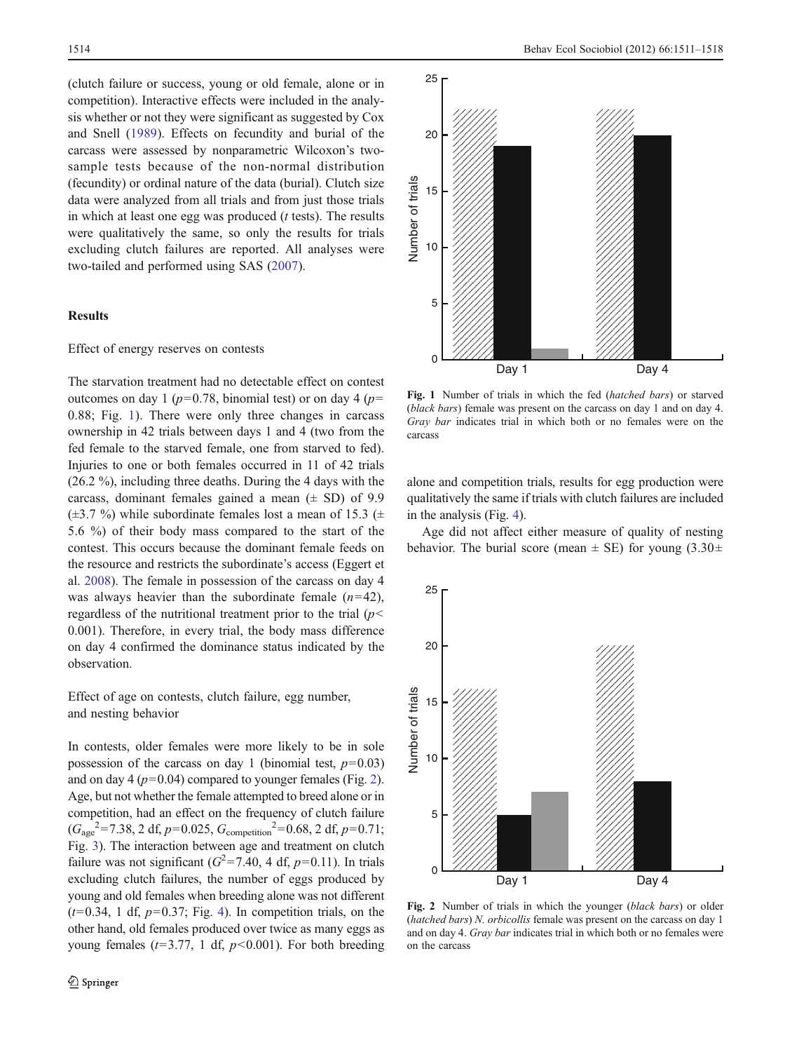(clutch failure or success, young or old female, alone or in competition). Interactive effects were included in the analysis whether or not they were significant as suggested by Cox and Snell (1989). Effects on fecundity and burial of the carcass were assessed by nonparametric Wilcoxon's two-sample tests because of the non-normal distribution (fecundity) or ordinal nature of the data (burial). Clutch size data were analyzed from all trials and from just those trials in which at least one egg was produced (*t* tests). The results were qualitatively the same, so only the results for trials excluding clutch failures are reported. All analyses were two-tailed and performed using SAS (2007).

## Results

### Effect of energy reserves on contests

The starvation treatment had no detectable effect on contest outcomes on day 1 ($p = 0.78$, binomial test) or on day 4 ($p = 0.88$; Fig. 1). There were only three changes in carcass ownership in 42 trials between days 1 and 4 (two from the fed female to the starved female, one from starved to fed). Injuries to one or both females occurred in 11 of 42 trials (26.2 %), including three deaths. During the 4 days with the carcass, dominant females gained a mean (± SD) of 9.9 (±3.7 %) while subordinate females lost a mean of 15.3 (± 5.6 %) of their body mass compared to the start of the contest. This occurs because the dominant female feeds on the resource and restricts the subordinate's access (Eggert et al. 2008). The female in possession of the carcass on day 4 was always heavier than the subordinate female ($n = 42$), regardless of the nutritional treatment prior to the trial ($p < 0.001$). Therefore, in every trial, the body mass difference on day 4 confirmed the dominance status indicated by the observation.

### Effect of age on contests, clutch failure, egg number, and nesting behavior

In contests, older females were more likely to be in sole possession of the carcass on day 1 (binomial test, $p = 0.03$) and on day 4 ($p = 0.04$) compared to younger females (Fig. 2). Age, but not whether the female attempted to breed alone or in competition, had an effect on the frequency of clutch failure ($G_{age}^2 = 7.38$, 2 df, $p = 0.025$, $G_{competition}^2 = 0.68$, 2 df, $p = 0.71$; Fig. 3). The interaction between age and treatment on clutch failure was not significant ($G^2 = 7.40$, 4 df, $p = 0.11$). In trials excluding clutch failures, the number of eggs produced by young and old females when breeding alone was not different ($t = 0.34$, 1 df, $p = 0.37$; Fig. 4). In competition trials, on the other hand, old females produced over twice as many eggs as young females ($t = 3.77$, 1 df, $p < 0.001$). For both breeding alone and competition trials, results for egg production were qualitatively the same if trials with clutch failures are included in the analysis (Fig. 4).

Age did not affect either measure of quality of nesting behavior. The burial score (mean ± SE) for young (3.30±

Fig. 1 Number of trials in which the fed (*hatched bars*) or starved (*black bars*) female was present on the carcass on day 1 and on day 4. *Gray bar* indicates trial in which both or no females were on the carcass

Fig. 2 Number of trials in which the younger (*black bars*) or older (*hatched bars*) *N. orbicollis* female was present on the carcass on day 1 and on day 4. *Gray bar* indicates trial in which both or no females were on the carcass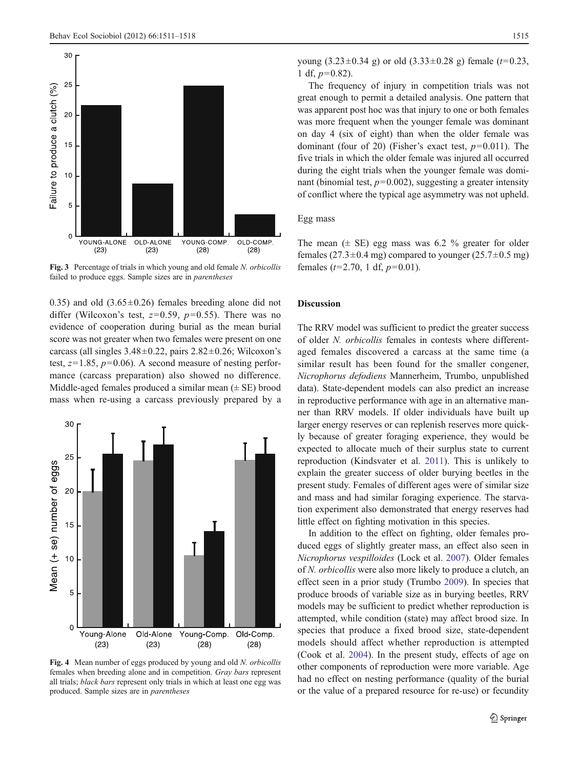Fig. 3 Percentage of trials in which young and old female *N. orbicollis* failed to produce eggs. Sample sizes are in *parentheses*

0.35) and old (3.65±0.26) females breeding alone did not differ (Wilcoxon's test, $z=0.59$, $p=0.55$). There was no evidence of cooperation during burial as the mean burial score was not greater when two females were present on one carcass (all singles 3.48±0.22, pairs 2.82±0.26; Wilcoxon's test, $z=1.85$, $p=0.06$). A second measure of nesting performance (carcass preparation) also showed no difference. Middle-aged females produced a similar mean (± SE) brood mass when re-using a carcass previously prepared by a young (3.23±0.34 g) or old (3.33±0.28 g) female ($t=0.23$, 1 df, $p=0.82$).

The frequency of injury in competition trials was not great enough to permit a detailed analysis. One pattern that was apparent post hoc was that injury to one or both females was more frequent when the younger female was dominant on day 4 (six of eight) than when the older female was dominant (four of 20) (Fisher's exact test, $p=0.011$). The five trials in which the older female was injured all occurred during the eight trials when the younger female was dominant (binomial test, $p=0.002$), suggesting a greater intensity of conflict where the typical age asymmetry was not upheld.

Fig. 4 Mean number of eggs produced by young and old *N. orbicollis* females when breeding alone and in competition. *Gray bars* represent all trials; *black bars* represent only trials in which at least one egg was produced. Sample sizes are in *parentheses*

### Egg mass

The mean (± SE) egg mass was 6.2 % greater for older females (27.3±0.4 mg) compared to younger (25.7±0.5 mg) females ($t=2.70$, 1 df, $p=0.01$).

## Discussion

The RRV model was sufficient to predict the greater success of older *N. orbicollis* females in contests where different-aged females discovered a carcass at the same time (a similar result has been found for the smaller congener, *Nicrophorus defodiens* Mannerheim, Trumbo, unpublished data). State-dependent models can also predict an increase in reproductive performance with age in an alternative manner than RRV models. If older individuals have built up larger energy reserves or can replenish reserves more quickly because of greater foraging experience, they would be expected to allocate much of their surplus state to current reproduction (Kindsvater et al. 2011). This is unlikely to explain the greater success of older burying beetles in the present study. Females of different ages were of similar size and mass and had similar foraging experience. The starvation experiment also demonstrated that energy reserves had little effect on fighting motivation in this species.

In addition to the effect on fighting, older females produced eggs of slightly greater mass, an effect also seen in *Nicrophorus vespilloides* (Lock et al. 2007). Older females of *N. orbicollis* were also more likely to produce a clutch, an effect seen in a prior study (Trumbo 2009). In species that produce broods of variable size as in burying beetles, RRV models may be sufficient to predict whether reproduction is attempted, while condition (state) may affect brood size. In species that produce a fixed brood size, state-dependent models should affect whether reproduction is attempted (Cook et al. 2004). In the present study, effects of age on other components of reproduction were more variable. Age had no effect on nesting performance (quality of the burial or the value of a prepared resource for re-use) or fecundity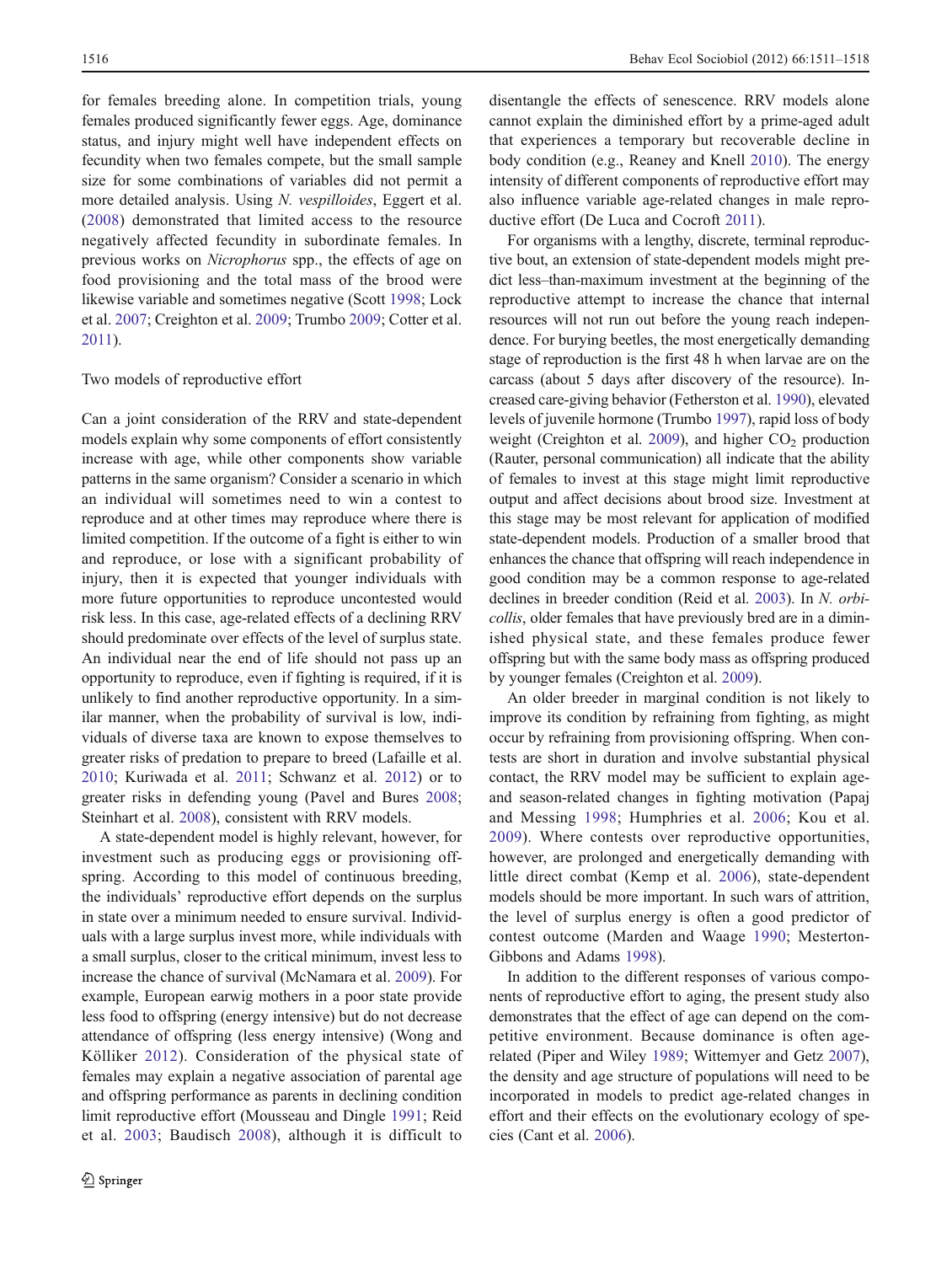for females breeding alone. In competition trials, young females produced significantly fewer eggs. Age, dominance status, and injury might well have independent effects on fecundity when two females compete, but the small sample size for some combinations of variables did not permit a more detailed analysis. Using *N. vespilloides*, Eggert et al. (2008) demonstrated that limited access to the resource negatively affected fecundity in subordinate females. In previous works on *Nicrophorus* spp., the effects of age on food provisioning and the total mass of the brood were likewise variable and sometimes negative (Scott 1998; Lock et al. 2007; Creighton et al. 2009; Trumbo 2009; Cotter et al. 2011).

## Two models of reproductive effort

Can a joint consideration of the RRV and state-dependent models explain why some components of effort consistently increase with age, while other components show variable patterns in the same organism? Consider a scenario in which an individual will sometimes need to win a contest to reproduce and at other times may reproduce where there is limited competition. If the outcome of a fight is either to win and reproduce, or lose with a significant probability of injury, then it is expected that younger individuals with more future opportunities to reproduce uncontested would risk less. In this case, age-related effects of a declining RRV should predominate over effects of the level of surplus state. An individual near the end of life should not pass up an opportunity to reproduce, even if fighting is required, if it is unlikely to find another reproductive opportunity. In a similar manner, when the probability of survival is low, individuals of diverse taxa are known to expose themselves to greater risks of predation to prepare to breed (Lafaille et al. 2010; Kuriwada et al. 2011; Schwanz et al. 2012) or to greater risks in defending young (Pavel and Bures 2008; Steinhart et al. 2008), consistent with RRV models.

A state-dependent model is highly relevant, however, for investment such as producing eggs or provisioning offspring. According to this model of continuous breeding, the individuals' reproductive effort depends on the surplus in state over a minimum needed to ensure survival. Individuals with a large surplus invest more, while individuals with a small surplus, closer to the critical minimum, invest less to increase the chance of survival (McNamara et al. 2009). For example, European earwig mothers in a poor state provide less food to offspring (energy intensive) but do not decrease attendance of offspring (less energy intensive) (Wong and Kölliker 2012). Consideration of the physical state of females may explain a negative association of parental age and offspring performance as parents in declining condition limit reproductive effort (Mousseau and Dingle 1991; Reid et al. 2003; Baudisch 2008), although it is difficult to disentangle the effects of senescence. RRV models alone cannot explain the diminished effort by a prime-aged adult that experiences a temporary but recoverable decline in body condition (e.g., Reaney and Knell 2010). The energy intensity of different components of reproductive effort may also influence variable age-related changes in male reproductive effort (De Luca and Cocroft 2011).

For organisms with a lengthy, discrete, terminal reproductive bout, an extension of state-dependent models might predict less–than-maximum investment at the beginning of the reproductive attempt to increase the chance that internal resources will not run out before the young reach independence. For burying beetles, the most energetically demanding stage of reproduction is the first 48 h when larvae are on the carcass (about 5 days after discovery of the resource). Increased care-giving behavior (Fetherston et al. 1990), elevated levels of juvenile hormone (Trumbo 1997), rapid loss of body weight (Creighton et al. 2009), and higher $CO_2$ production (Rauter, personal communication) all indicate that the ability of females to invest at this stage might limit reproductive output and affect decisions about brood size. Investment at this stage may be most relevant for application of modified state-dependent models. Production of a smaller brood that enhances the chance that offspring will reach independence in good condition may be a common response to age-related declines in breeder condition (Reid et al. 2003). In *N. orbicollis*, older females that have previously bred are in a diminished physical state, and these females produce fewer offspring but with the same body mass as offspring produced by younger females (Creighton et al. 2009).

An older breeder in marginal condition is not likely to improve its condition by refraining from fighting, as might occur by refraining from provisioning offspring. When contests are short in duration and involve substantial physical contact, the RRV model may be sufficient to explain age- and season-related changes in fighting motivation (Papaj and Messing 1998; Humphries et al. 2006; Kou et al. 2009). Where contests over reproductive opportunities, however, are prolonged and energetically demanding with little direct combat (Kemp et al. 2006), state-dependent models should be more important. In such wars of attrition, the level of surplus energy is often a good predictor of contest outcome (Marden and Waage 1990; Mesterton-Gibbons and Adams 1998).

In addition to the different responses of various components of reproductive effort to aging, the present study also demonstrates that the effect of age can depend on the competitive environment. Because dominance is often age-related (Piper and Wiley 1989; Wittemyer and Getz 2007), the density and age structure of populations will need to be incorporated in models to predict age-related changes in effort and their effects on the evolutionary ecology of species (Cant et al. 2006).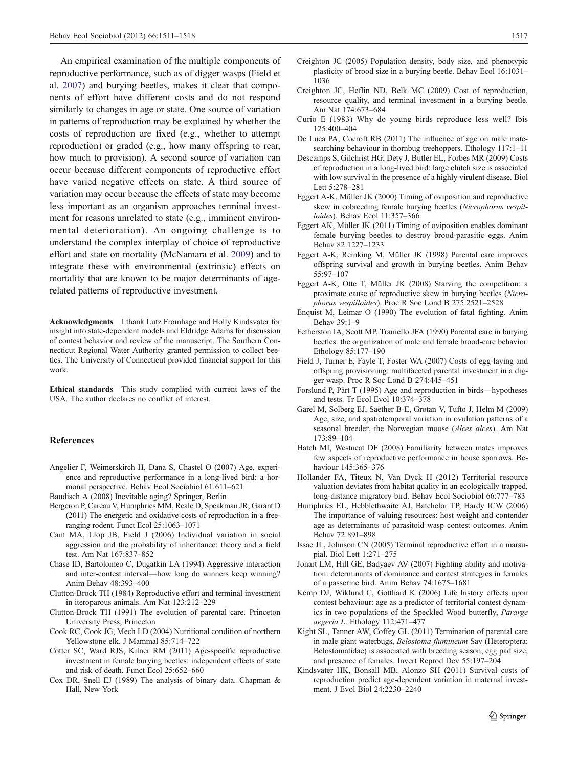An empirical examination of the multiple components of reproductive performance, such as of digger wasps (Field et al. 2007) and burying beetles, makes it clear that components of effort have different costs and do not respond similarly to changes in age or state. One source of variation in patterns of reproduction may be explained by whether the costs of reproduction are fixed (e.g., whether to attempt reproduction) or graded (e.g., how many offspring to rear, how much to provision). A second source of variation can occur because different components of reproductive effort have varied negative effects on state. A third source of variation may occur because the effects of state may become less important as an organism approaches terminal investment for reasons unrelated to state (e.g., imminent environmental deterioration). An ongoing challenge is to understand the complex interplay of choice of reproductive effort and state on mortality (McNamara et al. 2009) and to integrate these with environmental (extrinsic) effects on mortality that are known to be major determinants of age-related patterns of reproductive investment.

**Acknowledgments** I thank Lutz Fromhage and Holly Kindsvater for insight into state-dependent models and Eldridge Adams for discussion of contest behavior and review of the manuscript. The Southern Connecticut Regional Water Authority granted permission to collect beetles. The University of Connecticut provided financial support for this work.

**Ethical standards** This study complied with current laws of the USA. The author declares no conflict of interest.

## References

Angelier F, Weimerskirch H, Dana S, Chastel O (2007) Age, experience and reproductive performance in a long-lived bird: a hormonal perspective. Behav Ecol Sociobiol 61:611–621

Baudisch A (2008) Inevitable aging? Springer, Berlin

Bergeron P, Careau V, Humphries MM, Reale D, Speakman JR, Garant D (2011) The energetic and oxidative costs of reproduction in a free-ranging rodent. Funct Ecol 25:1063–1071

Cant MA, Llop JB, Field J (2006) Individual variation in social aggression and the probability of inheritance: theory and a field test. Am Nat 167:837–852

Chase ID, Bartolomeo C, Dugatkin LA (1994) Aggressive interaction and inter-contest interval—how long do winners keep winning? Anim Behav 48:393–400

Clutton-Brock TH (1984) Reproductive effort and terminal investment in iteroparous animals. Am Nat 123:212–229

Clutton-Brock TH (1991) The evolution of parental care. Princeton University Press, Princeton

Cook RC, Cook JG, Mech LD (2004) Nutritional condition of northern Yellowstone elk. J Mammal 85:714–722

Cotter SC, Ward RJS, Kilner RM (2011) Age-specific reproductive investment in female burying beetles: independent effects of state and risk of death. Funct Ecol 25:652–660

Cox DR, Snell EJ (1989) The analysis of binary data. Chapman & Hall, New York

Creighton JC (2005) Population density, body size, and phenotypic plasticity of brood size in a burying beetle. Behav Ecol 16:1031–1036

Creighton JC, Heflin ND, Belk MC (2009) Cost of reproduction, resource quality, and terminal investment in a burying beetle. Am Nat 174:673–684

Curio E (1983) Why do young birds reproduce less well? Ibis 125:400–404

De Luca PA, Cocroft RB (2011) The influence of age on male mate-searching behaviour in thornbug treehoppers. Ethology 117:1–11

Descamps S, Gilchrist HG, Dety J, Butler EL, Forbes MR (2009) Costs of reproduction in a long-lived bird: large clutch size is associated with low survival in the presence of a highly virulent disease. Biol Lett 5:278–281

Eggert A-K, Müller JK (2000) Timing of oviposition and reproductive skew in cobreeding female burying beetles (*Nicrophorus vespilloides*). Behav Ecol 11:357–366

Eggert AK, Müller JK (2011) Timing of oviposition enables dominant female burying beetles to destroy brood-parasitic eggs. Anim Behav 82:1227–1233

Eggert A-K, Reinking M, Müller JK (1998) Parental care improves offspring survival and growth in burying beetles. Anim Behav 55:97–107

Eggert A-K, Otte T, Müller JK (2008) Starving the competition: a proximate cause of reproductive skew in burying beetles (*Nicrophorus vespilloides*). Proc R Soc Lond B 275:2521–2528

Enquist M, Leimar O (1990) The evolution of fatal fighting. Anim Behav 39:1–9

Fetherston IA, Scott MP, Traniello JFA (1990) Parental care in burying beetles: the organization of male and female brood-care behavior. Ethology 85:177–190

Field J, Turner E, Fayle T, Foster WA (2007) Costs of egg-laying and offspring provisioning: multifaceted parental investment in a digger wasp. Proc R Soc Lond B 274:445–451

Forslund P, Pärt T (1995) Age and reproduction in birds—hypotheses and tests. Tr Ecol Evol 10:374–378

Garel M, Solberg EJ, Saether B-E, Grøtan V, Tufto J, Helm M (2009) Age, size, and spatiotemporal variation in ovulation patterns of a seasonal breeder, the Norwegian moose (*Alces alces*). Am Nat 173:89–104

Hatch MI, Westneat DF (2008) Familiarity between mates improves few aspects of reproductive performance in house sparrows. Behaviour 145:365–376

Hollander FA, Titeux N, Van Dyck H (2012) Territorial resource valuation deviates from habitat quality in an ecologically trapped, long-distance migratory bird. Behav Ecol Sociobiol 66:777–783

Humphries EL, Hebblethwaite AJ, Batchelor TP, Hardy ICW (2006) The importance of valuing resources: host weight and contender age as determinants of parasitoid wasp contest outcomes. Anim Behav 72:891–898

Issac JL, Johnson CN (2005) Terminal reproductive effort in a marsupial. Biol Lett 1:271–275

Jonart LM, Hill GE, Badyaev AV (2007) Fighting ability and motivation: determinants of dominance and contest strategies in females of a passerine bird. Anim Behav 74:1675–1681

Kemp DJ, Wiklund C, Gotthard K (2006) Life history effects upon contest behaviour: age as a predictor of territorial contest dynamics in two populations of the Speckled Wood butterfly, *Pararge aegeria L*. Ethology 112:471–477

Kight SL, Tanner AW, Coffey GL (2011) Termination of parental care in male giant waterbugs, *Belostoma flumineum* Say (Heteroptera: Belostomatidae) is associated with breeding season, egg pad size, and presence of females. Invert Reprod Dev 55:197–204

Kindsvater HK, Bonsall MB, Alonzo SH (2011) Survival costs of reproduction predict age-dependent variation in maternal investment. J Evol Biol 24:2230–2240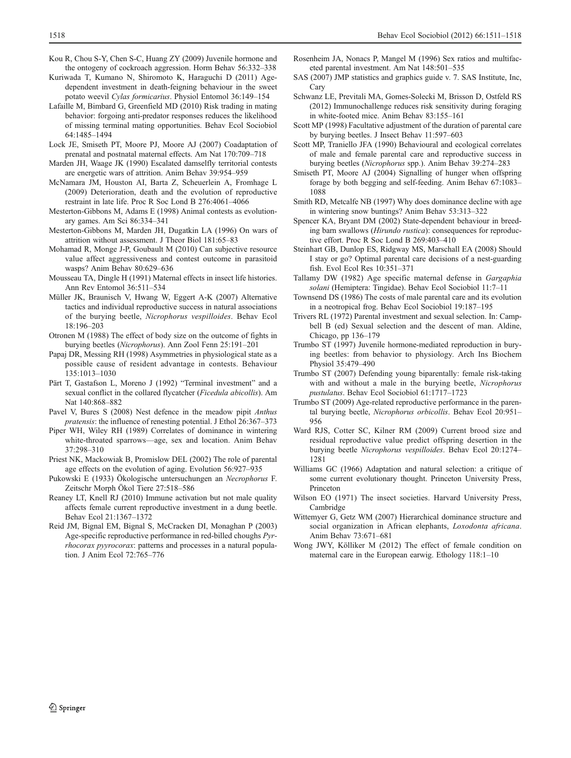Kou R, Chou S-Y, Chen S-C, Huang ZY (2009) Juvenile hormone and the ontogeny of cockroach aggression. Horm Behav 56:332–338

Kuriwada T, Kumano N, Shiromoto K, Haraguchi D (2011) Age-dependent investment in death-feigning behaviour in the sweet potato weevil *Cylas formicarius*. Physiol Entomol 36:149–154

Lafaille M, Bimbard G, Greenfield MD (2010) Risk trading in mating behavior: forgoing anti-predator responses reduces the likelihood of missing terminal mating opportunities. Behav Ecol Sociobiol 64:1485–1494

Lock JE, Smiseth PT, Moore PJ, Moore AJ (2007) Coadaptation of prenatal and postnatal maternal effects. Am Nat 170:709–718

Marden JH, Waage JK (1990) Escalated damselfly territorial contests are energetic wars of attrition. Anim Behav 39:954–959

McNamara JM, Houston AI, Barta Z, Scheuerlein A, Fromhage L (2009) Deterioration, death and the evolution of reproductive restraint in late life. Proc R Soc Lond B 276:4061–4066

Mesterton-Gibbons M, Adams E (1998) Animal contests as evolutionary games. Am Sci 86:334–341

Mesterton-Gibbons M, Marden JH, Dugatkin LA (1996) On wars of attrition without assessment. J Theor Biol 181:65–83

Mohamad R, Monge J-P, Goubault M (2010) Can subjective resource value affect aggressiveness and contest outcome in parasitoid wasps? Anim Behav 80:629–636

Mousseau TA, Dingle H (1991) Maternal effects in insect life histories. Ann Rev Entomol 36:511–534

Müller JK, Braunisch V, Hwang W, Eggert A-K (2007) Alternative tactics and individual reproductive success in natural associations of the burying beetle, *Nicrophorus vespilloides*. Behav Ecol 18:196–203

Otronen M (1988) The effect of body size on the outcome of fights in burying beetles (*Nicrophorus*). Ann Zool Fenn 25:191–201

Papaj DR, Messing RH (1998) Asymmetries in physiological state as a possible cause of resident advantage in contests. Behaviour 135:1013–1030

Pärt T, Gastafson L, Moreno J (1992) "Terminal investment" and a sexual conflict in the collared flycatcher (*Ficedula abicollis*). Am Nat 140:868–882

Pavel V, Bures S (2008) Nest defence in the meadow pipit *Anthus pratensis*: the influence of renesting potential. J Ethol 26:367–373

Piper WH, Wiley RH (1989) Correlates of dominance in wintering white-throated sparrows—age, sex and location. Anim Behav 37:298–310

Priest NK, Mackowiak B, Promislow DEL (2002) The role of parental age effects on the evolution of aging. Evolution 56:927–935

Pukowski E (1933) Ökologische untersuchungen an *Necrophorus* F. Zeitschr Morph Ökol Tiere 27:518–586

Reaney LT, Knell RJ (2010) Immune activation but not male quality affects female current reproductive investment in a dung beetle. Behav Ecol 21:1367–1372

Reid JM, Bignal EM, Bignal S, McCracken DI, Monaghan P (2003) Age-specific reproductive performance in red-billed choughs *Pyrrhocorax pyyrocorax*: patterns and processes in a natural population. J Anim Ecol 72:765–776

Rosenheim JA, Nonacs P, Mangel M (1996) Sex ratios and multifaceted parental investment. Am Nat 148:501–535

SAS (2007) JMP statistics and graphics guide v. 7. SAS Institute, Inc, Cary

Schwanz LE, Previtali MA, Gomes-Solecki M, Brisson D, Ostfeld RS (2012) Immunochallenge reduces risk sensitivity during foraging in white-footed mice. Anim Behav 83:155–161

Scott MP (1998) Facultative adjustment of the duration of parental care by burying beetles. J Insect Behav 11:597–603

Scott MP, Traniello JFA (1990) Behavioural and ecological correlates of male and female parental care and reproductive success in burying beetles (*Nicrophorus* spp.). Anim Behav 39:274–283

Smiseth PT, Moore AJ (2004) Signalling of hunger when offspring forage by both begging and self-feeding. Anim Behav 67:1083–1088

Smith RD, Metcalfe NB (1997) Why does dominance decline with age in wintering snow buntings? Anim Behav 53:313–322

Spencer KA, Bryant DM (2002) State-dependent behaviour in breeding barn swallows (*Hirundo rustica*): consequences for reproductive effort. Proc R Soc Lond B 269:403–410

Steinhart GB, Dunlop ES, Ridgway MS, Marschall EA (2008) Should I stay or go? Optimal parental care decisions of a nest-guarding fish. Evol Ecol Res 10:351–371

Tallamy DW (1982) Age specific maternal defense in *Gargaphia solani* (Hemiptera: Tingidae). Behav Ecol Sociobiol 11:7–11

Townsend DS (1986) The costs of male parental care and its evolution in a neotropical frog. Behav Ecol Sociobiol 19:187–195

Trivers RL (1972) Parental investment and sexual selection. In: Campbell B (ed) Sexual selection and the descent of man. Aldine, Chicago, pp 136–179

Trumbo ST (1997) Juvenile hormone-mediated reproduction in burying beetles: from behavior to physiology. Arch Ins Biochem Physiol 35:479–490

Trumbo ST (2007) Defending young biparentally: female risk-taking with and without a male in the burying beetle, *Nicrophorus pustulatus*. Behav Ecol Sociobiol 61:1717–1723

Trumbo ST (2009) Age-related reproductive performance in the parental burying beetle, *Nicrophorus orbicollis*. Behav Ecol 20:951–956

Ward RJS, Cotter SC, Kilner RM (2009) Current brood size and residual reproductive value predict offspring desertion in the burying beetle *Nicrophorus vespilloides*. Behav Ecol 20:1274–1281

Williams GC (1966) Adaptation and natural selection: a critique of some current evolutionary thought. Princeton University Press, Princeton

Wilson EO (1971) The insect societies. Harvard University Press, Cambridge

Wittemyer G, Getz WM (2007) Hierarchical dominance structure and social organization in African elephants, *Loxodonta africana*. Anim Behav 73:671–681

Wong JWY, Kölliker M (2012) The effect of female condition on maternal care in the European earwig. Ethology 118:1–10